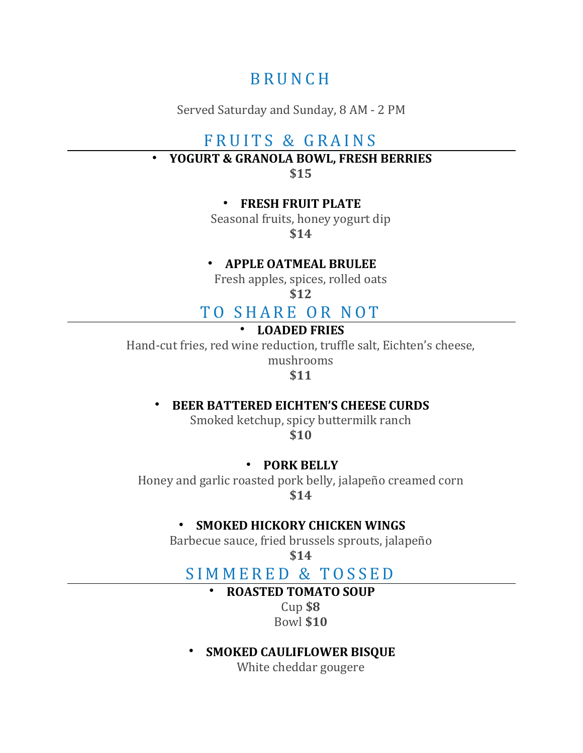# BRUNCH

Served Saturday and Sunday, 8 AM - 2 PM

## FRUITS & GRAINS

- **YOGURT & GRANOLA BOWL, FRESH BERRIES**
  **$15**

- **FRESH FRUIT PLATE**
  Seasonal fruits, honey yogurt dip
  **$14**

- **APPLE OATMEAL BRULEE**
  Fresh apples, spices, rolled oats
  **$12**

## TO SHARE OR NOT

- **LOADED FRIES**
  Hand-cut fries, red wine reduction, truffle salt, Eichten's cheese, mushrooms
  **$11**

- **BEER BATTERED EICHTEN'S CHEESE CURDS**
  Smoked ketchup, spicy buttermilk ranch
  **$10**

- **PORK BELLY**
  Honey and garlic roasted pork belly, jalapeño creamed corn
  **$14**

- **SMOKED HICKORY CHICKEN WINGS**
  Barbecue sauce, fried brussels sprouts, jalapeño
  **$14**

## SIMMERED & TOSSED

- **ROASTED TOMATO SOUP**
  Cup **$8**
  Bowl **$10**

- **SMOKED CAULIFLOWER BISQUE**
  White cheddar gougere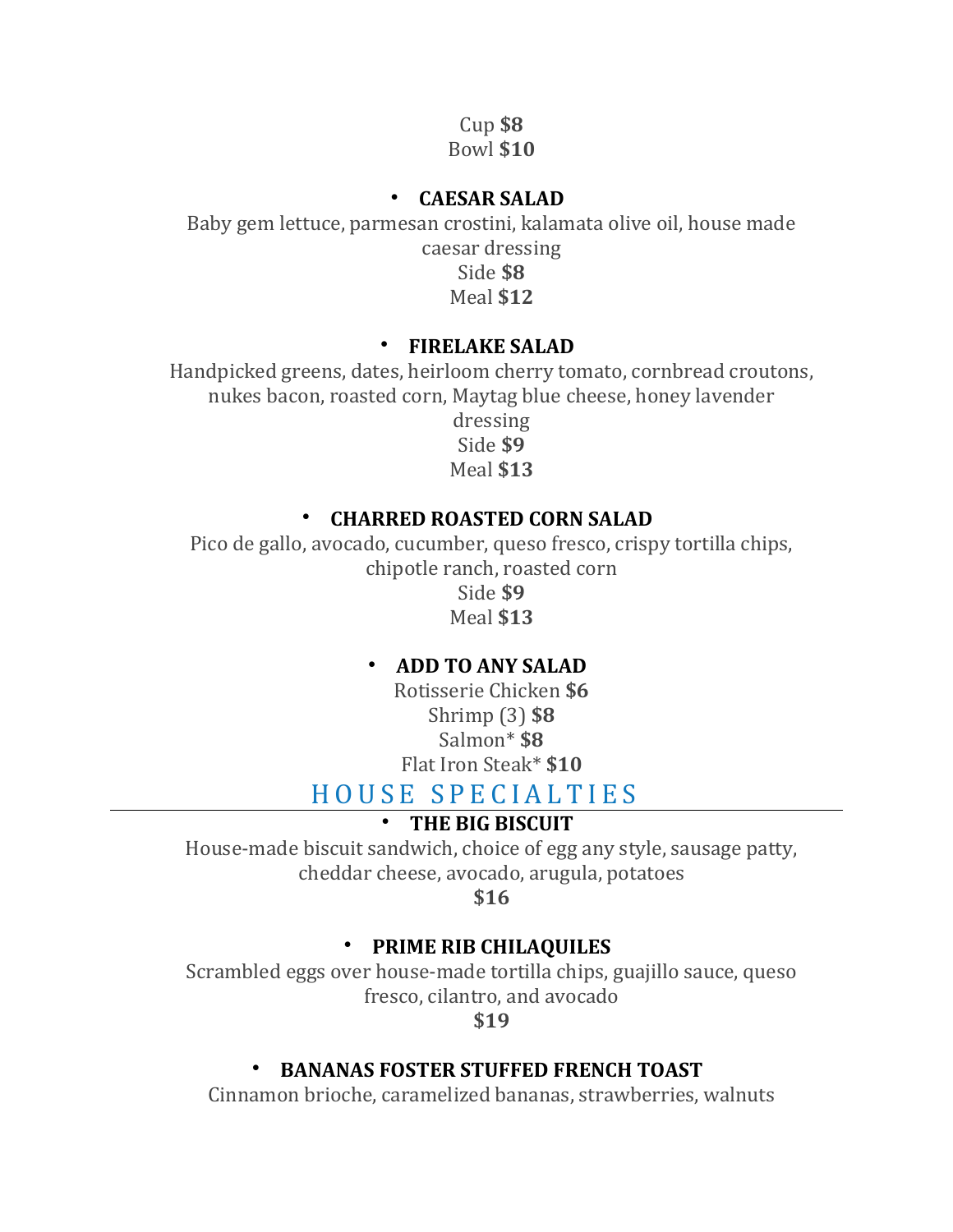Cup **$8**
Bowl **$10**

- **CAESAR SALAD**

Baby gem lettuce, parmesan crostini, kalamata olive oil, house made caesar dressing
Side **$8**
Meal **$12**

- **FIRELAKE SALAD**

Handpicked greens, dates, heirloom cherry tomato, cornbread croutons, nukes bacon, roasted corn, Maytag blue cheese, honey lavender dressing
Side **$9**
Meal **$13**

- **CHARRED ROASTED CORN SALAD**

Pico de gallo, avocado, cucumber, queso fresco, crispy tortilla chips, chipotle ranch, roasted corn
Side **$9**
Meal **$13**

- **ADD TO ANY SALAD**

Rotisserie Chicken **$6**
Shrimp (3) **$8**
Salmon* **$8**
Flat Iron Steak* **$10**

## HOUSE SPECIALTIES

- **THE BIG BISCUIT**

House-made biscuit sandwich, choice of egg any style, sausage patty, cheddar cheese, avocado, arugula, potatoes
**$16**

- **PRIME RIB CHILAQUILES**

Scrambled eggs over house-made tortilla chips, guajillo sauce, queso fresco, cilantro, and avocado
**$19**

- **BANANAS FOSTER STUFFED FRENCH TOAST**

Cinnamon brioche, caramelized bananas, strawberries, walnuts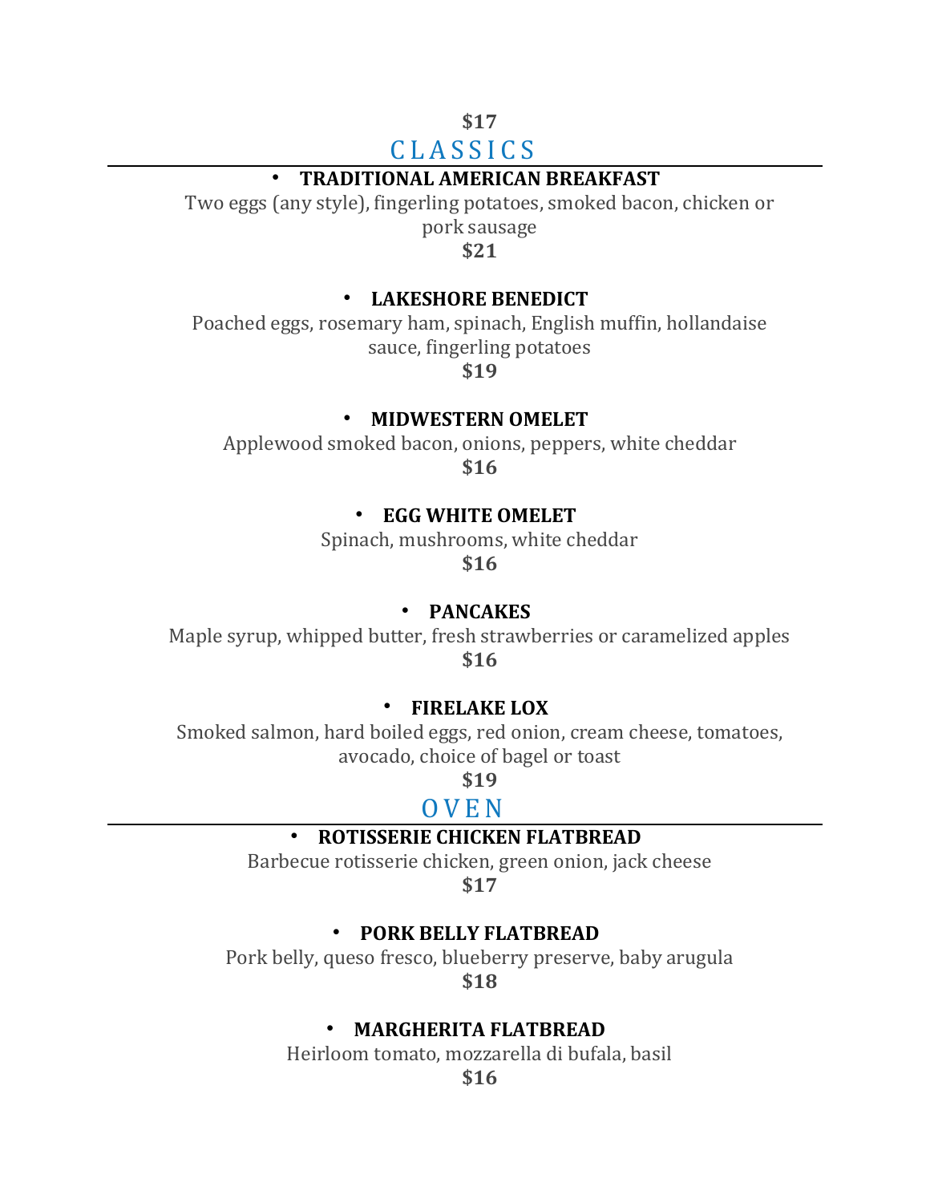**$17**

## CLASSICS

- **TRADITIONAL AMERICAN BREAKFAST**

Two eggs (any style), fingerling potatoes, smoked bacon, chicken or pork sausage

**$21**

- **LAKESHORE BENEDICT**

Poached eggs, rosemary ham, spinach, English muffin, hollandaise sauce, fingerling potatoes

**$19**

- **MIDWESTERN OMELET**

Applewood smoked bacon, onions, peppers, white cheddar

**$16**

- **EGG WHITE OMELET**

Spinach, mushrooms, white cheddar

**$16**

- **PANCAKES**

Maple syrup, whipped butter, fresh strawberries or caramelized apples

**$16**

- **FIRELAKE LOX**

Smoked salmon, hard boiled eggs, red onion, cream cheese, tomatoes, avocado, choice of bagel or toast

**$19**

## OVEN

- **ROTISSERIE CHICKEN FLATBREAD**

Barbecue rotisserie chicken, green onion, jack cheese

**$17**

- **PORK BELLY FLATBREAD**

Pork belly, queso fresco, blueberry preserve, baby arugula

**$18**

- **MARGHERITA FLATBREAD**

Heirloom tomato, mozzarella di bufala, basil

**$16**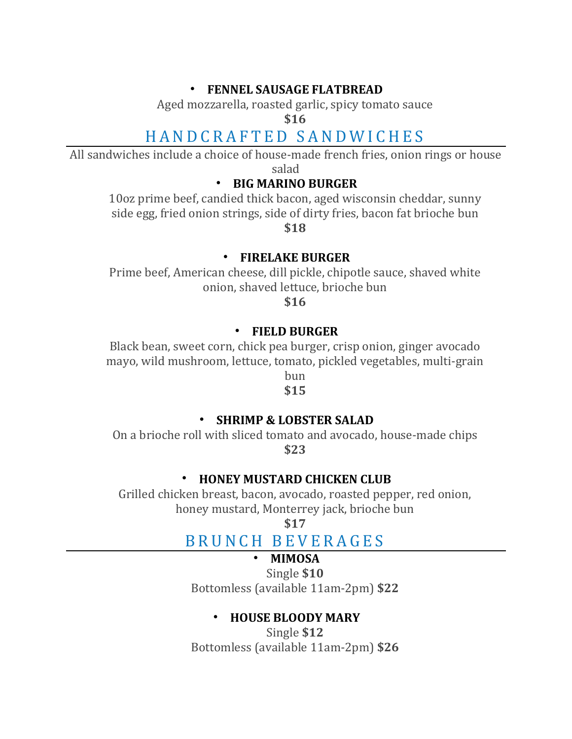- **FENNEL SAUSAGE FLATBREAD**

Aged mozzarella, roasted garlic, spicy tomato sauce

**$16**

## HANDCRAFTED SANDWICHES

All sandwiches include a choice of house-made french fries, onion rings or house salad

- **BIG MARINO BURGER**

10oz prime beef, candied thick bacon, aged wisconsin cheddar, sunny side egg, fried onion strings, side of dirty fries, bacon fat brioche bun

**$18**

- **FIRELAKE BURGER**

Prime beef, American cheese, dill pickle, chipotle sauce, shaved white onion, shaved lettuce, brioche bun

**$16**

- **FIELD BURGER**

Black bean, sweet corn, chick pea burger, crisp onion, ginger avocado mayo, wild mushroom, lettuce, tomato, pickled vegetables, multi-grain bun

**$15**

- **SHRIMP & LOBSTER SALAD**

On a brioche roll with sliced tomato and avocado, house-made chips

**$23**

- **HONEY MUSTARD CHICKEN CLUB**

Grilled chicken breast, bacon, avocado, roasted pepper, red onion, honey mustard, Monterrey jack, brioche bun

**$17**

## BRUNCH BEVERAGES

- **MIMOSA**

Single **$10**

Bottomless (available 11am-2pm) **$22**

- **HOUSE BLOODY MARY**

Single **$12**

Bottomless (available 11am-2pm) **$26**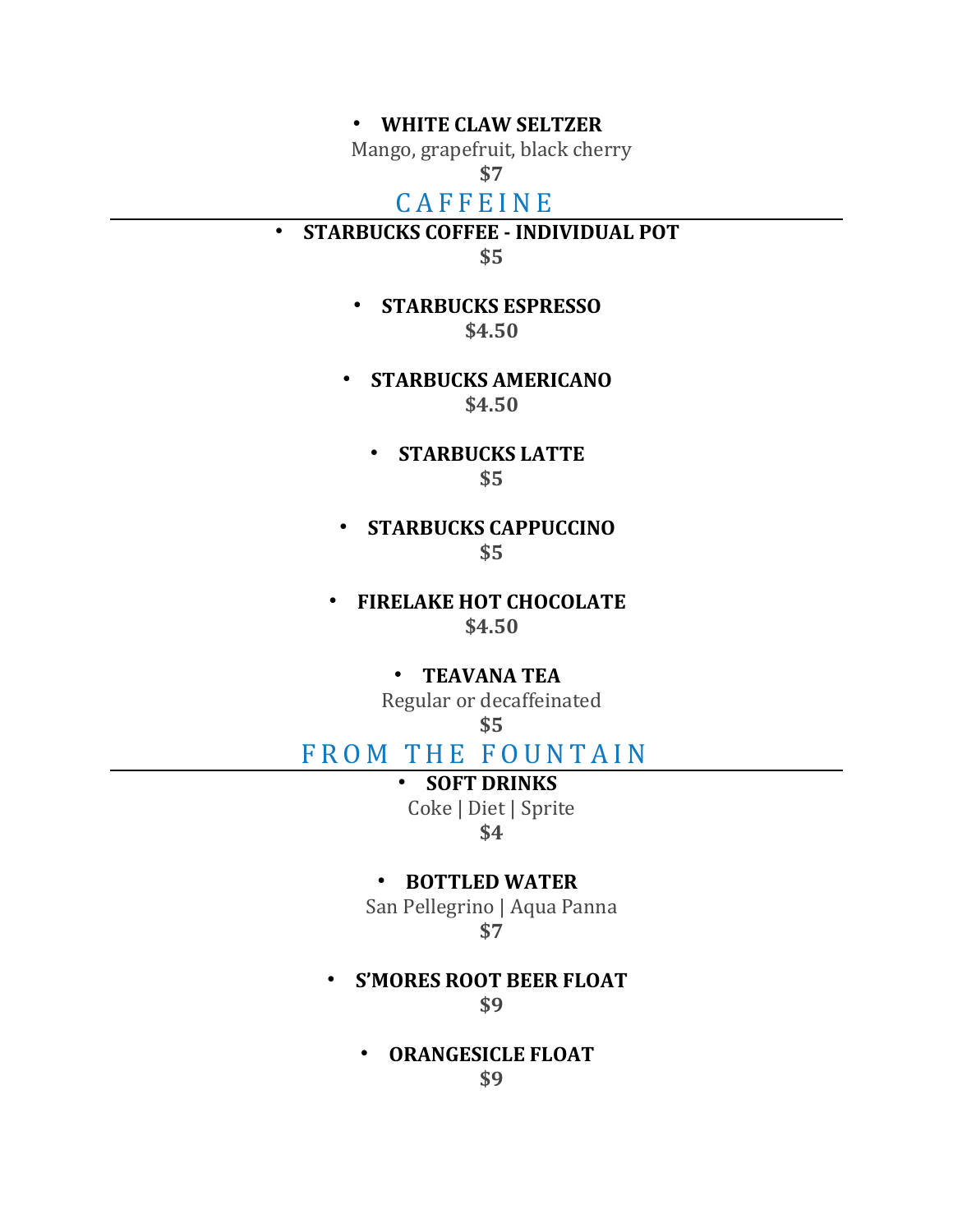- **WHITE CLAW SELTZER**
  Mango, grapefruit, black cherry
  **$7**

## CAFFEINE

- **STARBUCKS COFFEE - INDIVIDUAL POT**
  **$5**

- **STARBUCKS ESPRESSO**
  **$4.50**

- **STARBUCKS AMERICANO**
  **$4.50**

- **STARBUCKS LATTE**
  **$5**

- **STARBUCKS CAPPUCCINO**
  **$5**

- **FIRELAKE HOT CHOCOLATE**
  **$4.50**

- **TEAVANA TEA**
  Regular or decaffeinated
  **$5**

## FROM THE FOUNTAIN

- **SOFT DRINKS**
  Coke | Diet | Sprite
  **$4**

- **BOTTLED WATER**
  San Pellegrino | Aqua Panna
  **$7**

- **S'MORES ROOT BEER FLOAT**
  **$9**

- **ORANGESICLE FLOAT**
  **$9**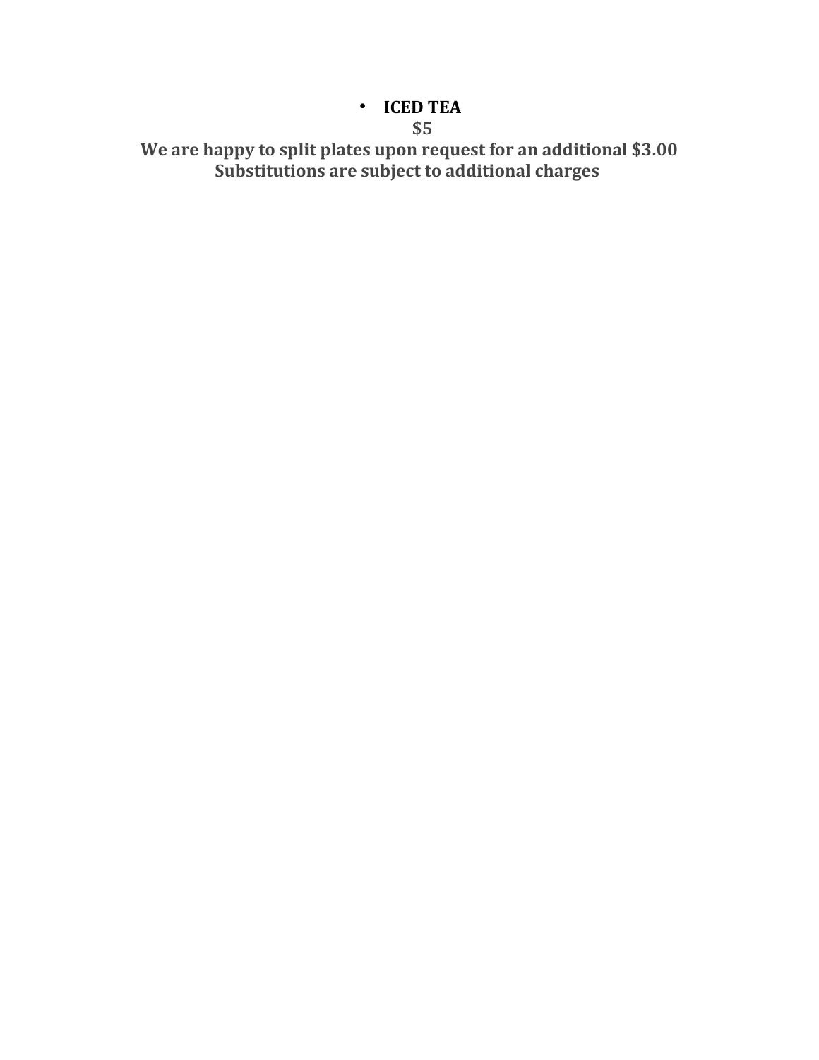- **ICED TEA**

**$5**

**We are happy to split plates upon request for an additional $3.00**
**Substitutions are subject to additional charges**